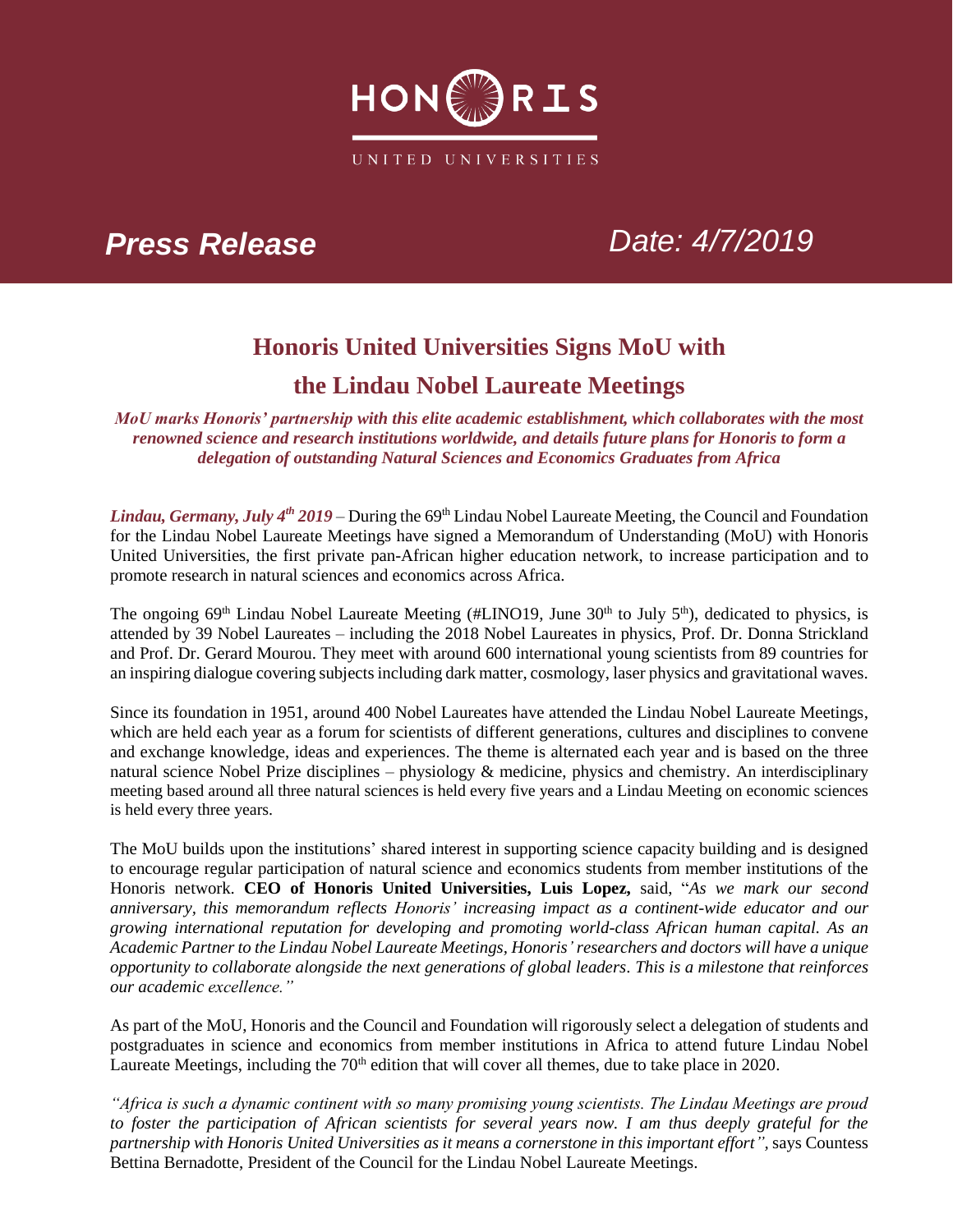HONORIS

UNITED UNIVERSITIES

**Press Release** *Date: 4/7/2019*

# Honoris United Universities Signs MoU with the Lindau Nobel Laureate Meetings

***MoU marks Honoris' partnership with this elite academic establishment, which collaborates with the most renowned science and research institutions worldwide, and details future plans for Honoris to form a delegation of outstanding Natural Sciences and Economics Graduates from Africa***

***Lindau, Germany, July 4th 2019*** – During the 69th Lindau Nobel Laureate Meeting, the Council and Foundation for the Lindau Nobel Laureate Meetings have signed a Memorandum of Understanding (MoU) with Honoris United Universities, the first private pan-African higher education network, to increase participation and to promote research in natural sciences and economics across Africa.

The ongoing 69th Lindau Nobel Laureate Meeting (#LINO19, June 30th to July 5th), dedicated to physics, is attended by 39 Nobel Laureates – including the 2018 Nobel Laureates in physics, Prof. Dr. Donna Strickland and Prof. Dr. Gerard Mourou. They meet with around 600 international young scientists from 89 countries for an inspiring dialogue covering subjects including dark matter, cosmology, laser physics and gravitational waves.

Since its foundation in 1951, around 400 Nobel Laureates have attended the Lindau Nobel Laureate Meetings, which are held each year as a forum for scientists of different generations, cultures and disciplines to convene and exchange knowledge, ideas and experiences. The theme is alternated each year and is based on the three natural science Nobel Prize disciplines – physiology & medicine, physics and chemistry. An interdisciplinary meeting based around all three natural sciences is held every five years and a Lindau Meeting on economic sciences is held every three years.

The MoU builds upon the institutions' shared interest in supporting science capacity building and is designed to encourage regular participation of natural science and economics students from member institutions of the Honoris network. **CEO of Honoris United Universities, Luis Lopez,** said, "*As we mark our second anniversary, this memorandum reflects Honoris' increasing impact as a continent-wide educator and our growing international reputation for developing and promoting world-class African human capital. As an Academic Partner to the Lindau Nobel Laureate Meetings, Honoris' researchers and doctors will have a unique opportunity to collaborate alongside the next generations of global leaders. This is a milestone that reinforces our academic excellence.*"

As part of the MoU, Honoris and the Council and Foundation will rigorously select a delegation of students and postgraduates in science and economics from member institutions in Africa to attend future Lindau Nobel Laureate Meetings, including the 70th edition that will cover all themes, due to take place in 2020.

*"Africa is such a dynamic continent with so many promising young scientists. The Lindau Meetings are proud to foster the participation of African scientists for several years now. I am thus deeply grateful for the partnership with Honoris United Universities as it means a cornerstone in this important effort"*, says Countess Bettina Bernadotte, President of the Council for the Lindau Nobel Laureate Meetings.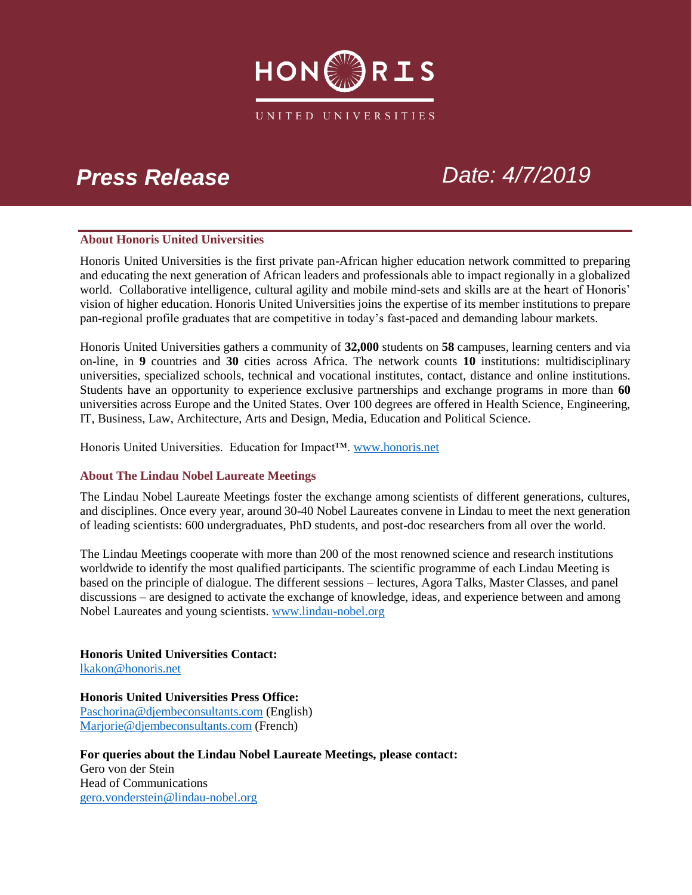HONORIS

UNITED UNIVERSITIES

# *Press Release* *Date: 4/7/2019*

## About Honoris United Universities

Honoris United Universities is the first private pan-African higher education network committed to preparing and educating the next generation of African leaders and professionals able to impact regionally in a globalized world. Collaborative intelligence, cultural agility and mobile mind-sets and skills are at the heart of Honoris' vision of higher education. Honoris United Universities joins the expertise of its member institutions to prepare pan-regional profile graduates that are competitive in today's fast-paced and demanding labour markets.

Honoris United Universities gathers a community of **32,000** students on **58** campuses, learning centers and via on-line, in **9** countries and **30** cities across Africa. The network counts **10** institutions: multidisciplinary universities, specialized schools, technical and vocational institutes, contact, distance and online institutions. Students have an opportunity to experience exclusive partnerships and exchange programs in more than **60** universities across Europe and the United States. Over 100 degrees are offered in Health Science, Engineering, IT, Business, Law, Architecture, Arts and Design, Media, Education and Political Science.

Honoris United Universities. Education for Impact™. www.honoris.net

## About The Lindau Nobel Laureate Meetings

The Lindau Nobel Laureate Meetings foster the exchange among scientists of different generations, cultures, and disciplines. Once every year, around 30-40 Nobel Laureates convene in Lindau to meet the next generation of leading scientists: 600 undergraduates, PhD students, and post-doc researchers from all over the world.

The Lindau Meetings cooperate with more than 200 of the most renowned science and research institutions worldwide to identify the most qualified participants. The scientific programme of each Lindau Meeting is based on the principle of dialogue. The different sessions – lectures, Agora Talks, Master Classes, and panel discussions – are designed to activate the exchange of knowledge, ideas, and experience between and among Nobel Laureates and young scientists. www.lindau-nobel.org

**Honoris United Universities Contact:**
lkakon@honoris.net

**Honoris United Universities Press Office:**
Paschorina@djembeconsultants.com (English)
Marjorie@djembeconsultants.com (French)

**For queries about the Lindau Nobel Laureate Meetings, please contact:**
Gero von der Stein
Head of Communications
gero.vonderstein@lindau-nobel.org